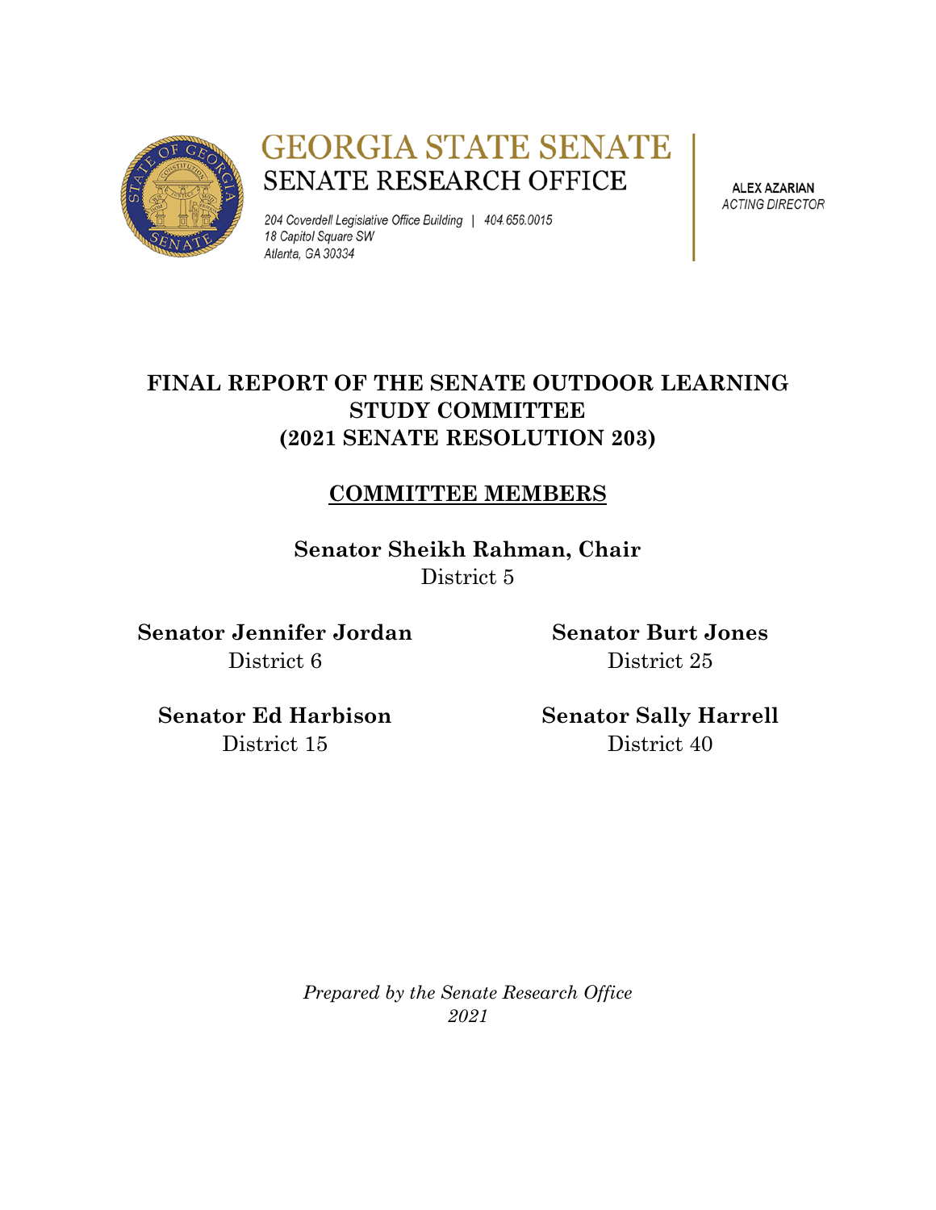# GEORGIA STATE SENATE
## SENATE RESEARCH OFFICE

*204 Coverdell Legislative Office Building | 404.656.0015*
*18 Capitol Square SW*
*Atlanta, GA 30334*

**ALEX AZARIAN**
*ACTING DIRECTOR*

# FINAL REPORT OF THE SENATE OUTDOOR LEARNING STUDY COMMITTEE (2021 SENATE RESOLUTION 203)

## COMMITTEE MEMBERS

**Senator Sheikh Rahman, Chair**
District 5

**Senator Jennifer Jordan**
District 6

**Senator Burt Jones**
District 25

**Senator Ed Harbison**
District 15

**Senator Sally Harrell**
District 40

*Prepared by the Senate Research Office*
*2021*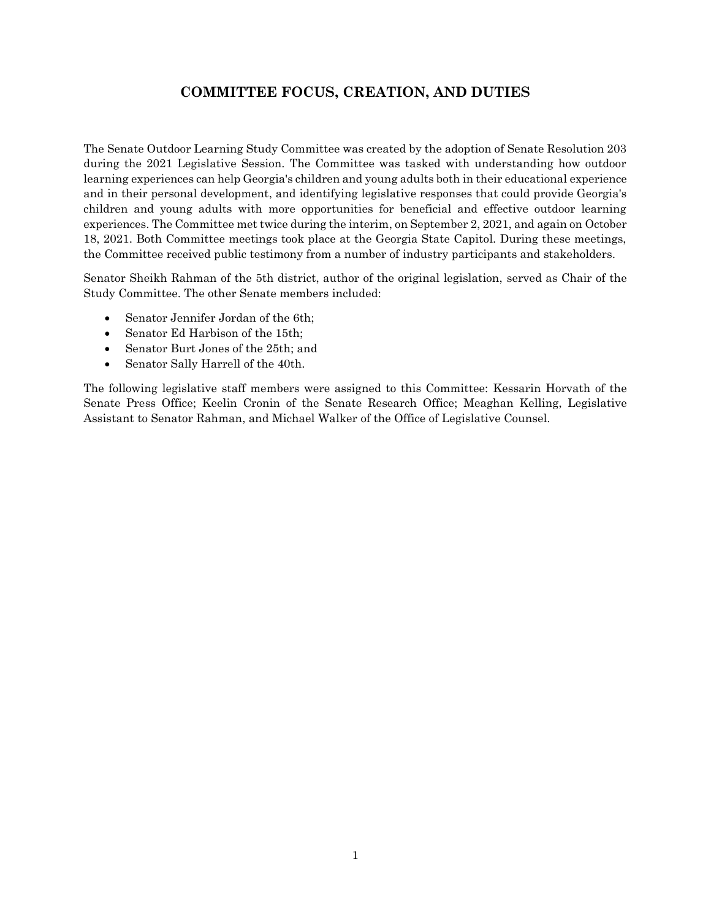## COMMITTEE FOCUS, CREATION, AND DUTIES

The Senate Outdoor Learning Study Committee was created by the adoption of Senate Resolution 203 during the 2021 Legislative Session. The Committee was tasked with understanding how outdoor learning experiences can help Georgia's children and young adults both in their educational experience and in their personal development, and identifying legislative responses that could provide Georgia's children and young adults with more opportunities for beneficial and effective outdoor learning experiences. The Committee met twice during the interim, on September 2, 2021, and again on October 18, 2021. Both Committee meetings took place at the Georgia State Capitol. During these meetings, the Committee received public testimony from a number of industry participants and stakeholders.

Senator Sheikh Rahman of the 5th district, author of the original legislation, served as Chair of the Study Committee. The other Senate members included:

- Senator Jennifer Jordan of the 6th;
- Senator Ed Harbison of the 15th;
- Senator Burt Jones of the 25th; and
- Senator Sally Harrell of the 40th.

The following legislative staff members were assigned to this Committee: Kessarin Horvath of the Senate Press Office; Keelin Cronin of the Senate Research Office; Meaghan Kelling, Legislative Assistant to Senator Rahman, and Michael Walker of the Office of Legislative Counsel.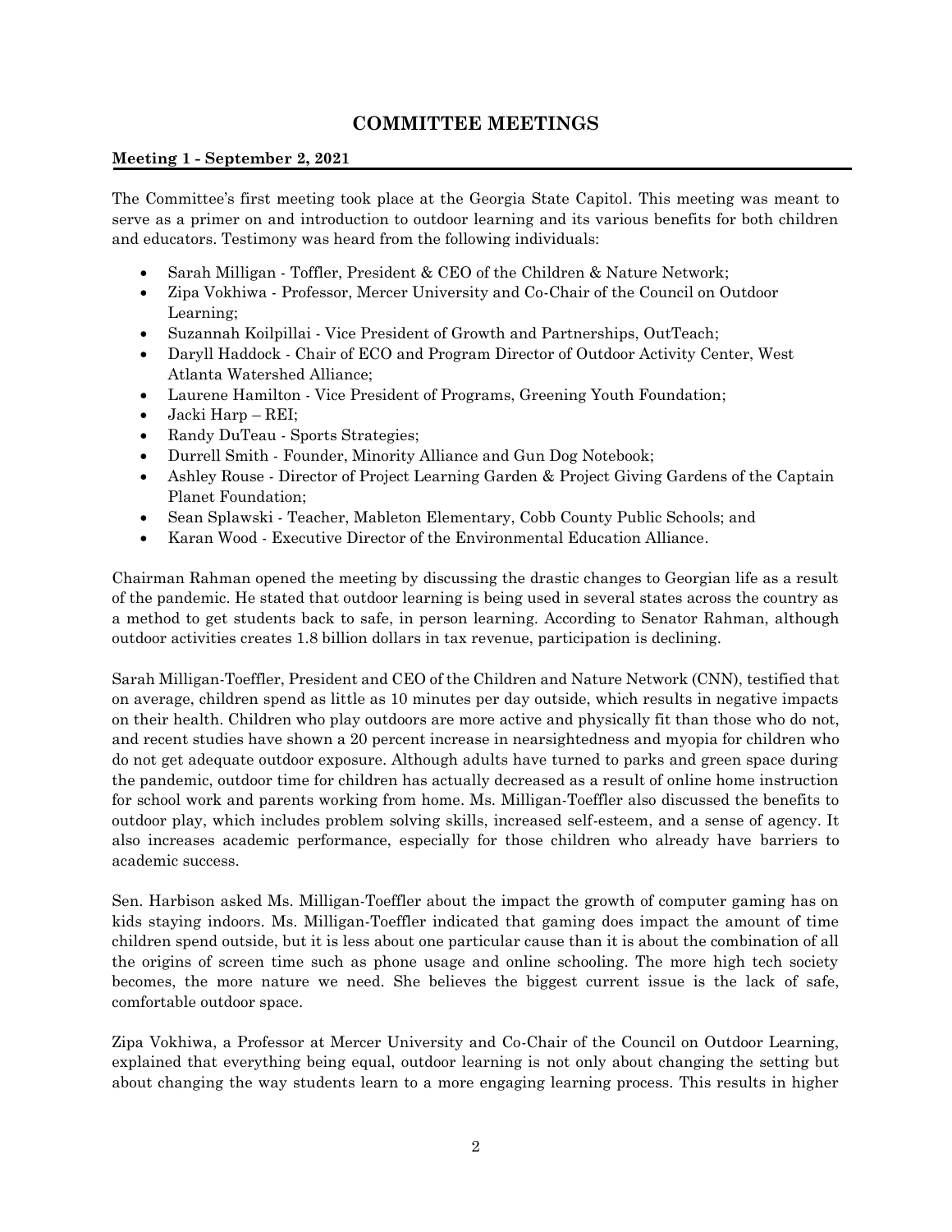## COMMITTEE MEETINGS

**Meeting 1 - September 2, 2021**

The Committee's first meeting took place at the Georgia State Capitol. This meeting was meant to serve as a primer on and introduction to outdoor learning and its various benefits for both children and educators. Testimony was heard from the following individuals:

- Sarah Milligan - Toffler, President & CEO of the Children & Nature Network;
- Zipa Vokhiwa - Professor, Mercer University and Co-Chair of the Council on Outdoor Learning;
- Suzannah Koilpillai - Vice President of Growth and Partnerships, OutTeach;
- Daryll Haddock - Chair of ECO and Program Director of Outdoor Activity Center, West Atlanta Watershed Alliance;
- Laurene Hamilton - Vice President of Programs, Greening Youth Foundation;
- Jacki Harp – REI;
- Randy DuTeau - Sports Strategies;
- Durrell Smith - Founder, Minority Alliance and Gun Dog Notebook;
- Ashley Rouse - Director of Project Learning Garden & Project Giving Gardens of the Captain Planet Foundation;
- Sean Splawski - Teacher, Mableton Elementary, Cobb County Public Schools; and
- Karan Wood - Executive Director of the Environmental Education Alliance.

Chairman Rahman opened the meeting by discussing the drastic changes to Georgian life as a result of the pandemic. He stated that outdoor learning is being used in several states across the country as a method to get students back to safe, in person learning. According to Senator Rahman, although outdoor activities creates 1.8 billion dollars in tax revenue, participation is declining.

Sarah Milligan-Toeffler, President and CEO of the Children and Nature Network (CNN), testified that on average, children spend as little as 10 minutes per day outside, which results in negative impacts on their health. Children who play outdoors are more active and physically fit than those who do not, and recent studies have shown a 20 percent increase in nearsightedness and myopia for children who do not get adequate outdoor exposure. Although adults have turned to parks and green space during the pandemic, outdoor time for children has actually decreased as a result of online home instruction for school work and parents working from home. Ms. Milligan-Toeffler also discussed the benefits to outdoor play, which includes problem solving skills, increased self-esteem, and a sense of agency. It also increases academic performance, especially for those children who already have barriers to academic success.

Sen. Harbison asked Ms. Milligan-Toeffler about the impact the growth of computer gaming has on kids staying indoors. Ms. Milligan-Toeffler indicated that gaming does impact the amount of time children spend outside, but it is less about one particular cause than it is about the combination of all the origins of screen time such as phone usage and online schooling. The more high tech society becomes, the more nature we need. She believes the biggest current issue is the lack of safe, comfortable outdoor space.

Zipa Vokhiwa, a Professor at Mercer University and Co-Chair of the Council on Outdoor Learning, explained that everything being equal, outdoor learning is not only about changing the setting but about changing the way students learn to a more engaging learning process. This results in higher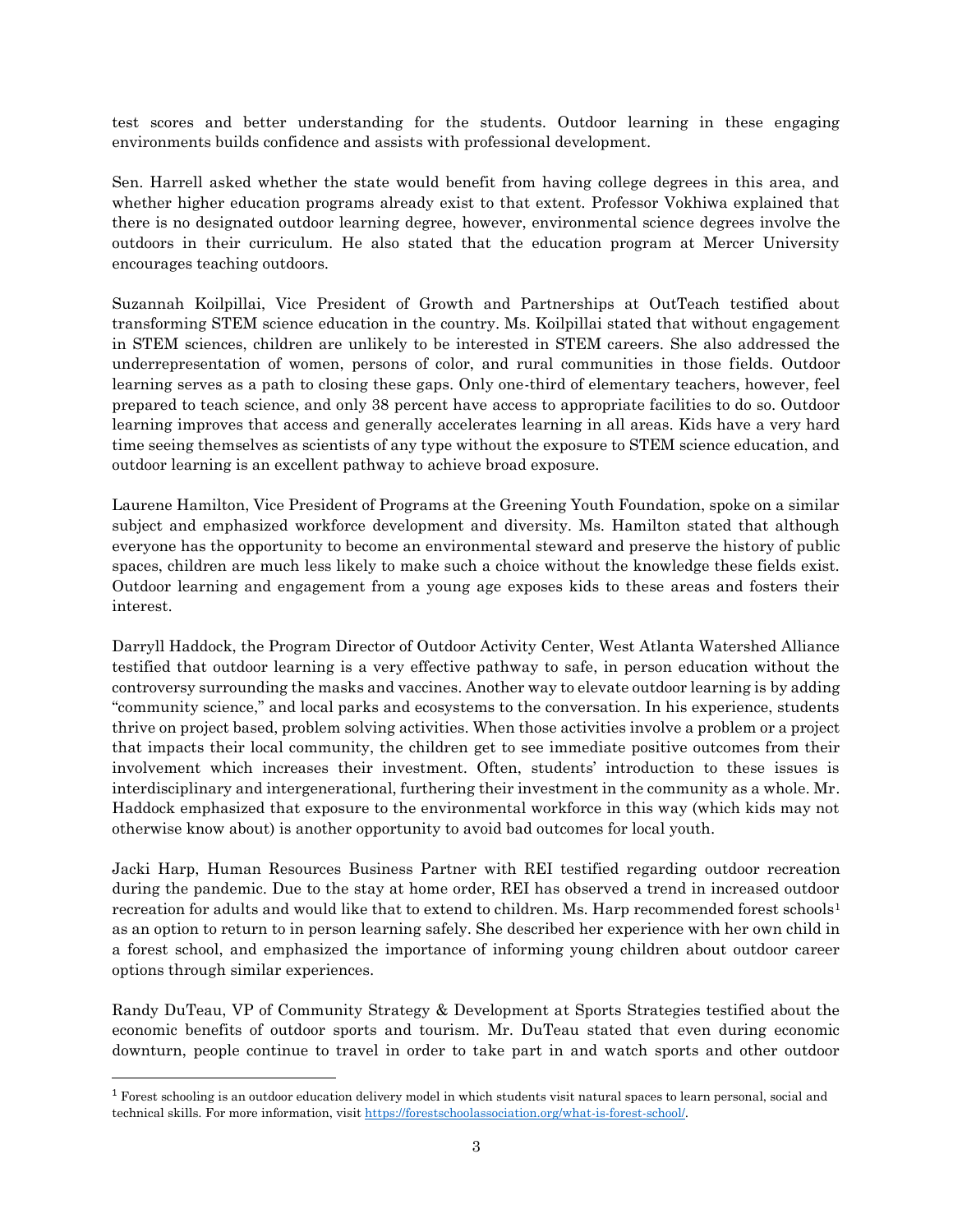test scores and better understanding for the students. Outdoor learning in these engaging environments builds confidence and assists with professional development.

Sen. Harrell asked whether the state would benefit from having college degrees in this area, and whether higher education programs already exist to that extent. Professor Vokhiwa explained that there is no designated outdoor learning degree, however, environmental science degrees involve the outdoors in their curriculum. He also stated that the education program at Mercer University encourages teaching outdoors.

Suzannah Koilpillai, Vice President of Growth and Partnerships at OutTeach testified about transforming STEM science education in the country. Ms. Koilpillai stated that without engagement in STEM sciences, children are unlikely to be interested in STEM careers. She also addressed the underrepresentation of women, persons of color, and rural communities in those fields. Outdoor learning serves as a path to closing these gaps. Only one-third of elementary teachers, however, feel prepared to teach science, and only 38 percent have access to appropriate facilities to do so. Outdoor learning improves that access and generally accelerates learning in all areas. Kids have a very hard time seeing themselves as scientists of any type without the exposure to STEM science education, and outdoor learning is an excellent pathway to achieve broad exposure.

Laurene Hamilton, Vice President of Programs at the Greening Youth Foundation, spoke on a similar subject and emphasized workforce development and diversity. Ms. Hamilton stated that although everyone has the opportunity to become an environmental steward and preserve the history of public spaces, children are much less likely to make such a choice without the knowledge these fields exist. Outdoor learning and engagement from a young age exposes kids to these areas and fosters their interest.

Darryll Haddock, the Program Director of Outdoor Activity Center, West Atlanta Watershed Alliance testified that outdoor learning is a very effective pathway to safe, in person education without the controversy surrounding the masks and vaccines. Another way to elevate outdoor learning is by adding "community science," and local parks and ecosystems to the conversation. In his experience, students thrive on project based, problem solving activities. When those activities involve a problem or a project that impacts their local community, the children get to see immediate positive outcomes from their involvement which increases their investment. Often, students' introduction to these issues is interdisciplinary and intergenerational, furthering their investment in the community as a whole. Mr. Haddock emphasized that exposure to the environmental workforce in this way (which kids may not otherwise know about) is another opportunity to avoid bad outcomes for local youth.

Jacki Harp, Human Resources Business Partner with REI testified regarding outdoor recreation during the pandemic. Due to the stay at home order, REI has observed a trend in increased outdoor recreation for adults and would like that to extend to children. Ms. Harp recommended forest schools[1] as an option to return to in person learning safely. She described her experience with her own child in a forest school, and emphasized the importance of informing young children about outdoor career options through similar experiences.

Randy DuTeau, VP of Community Strategy & Development at Sports Strategies testified about the economic benefits of outdoor sports and tourism. Mr. DuTeau stated that even during economic downturn, people continue to travel in order to take part in and watch sports and other outdoor

---

[1] Forest schooling is an outdoor education delivery model in which students visit natural spaces to learn personal, social and technical skills. For more information, visit https://forestschoolassociation.org/what-is-forest-school/.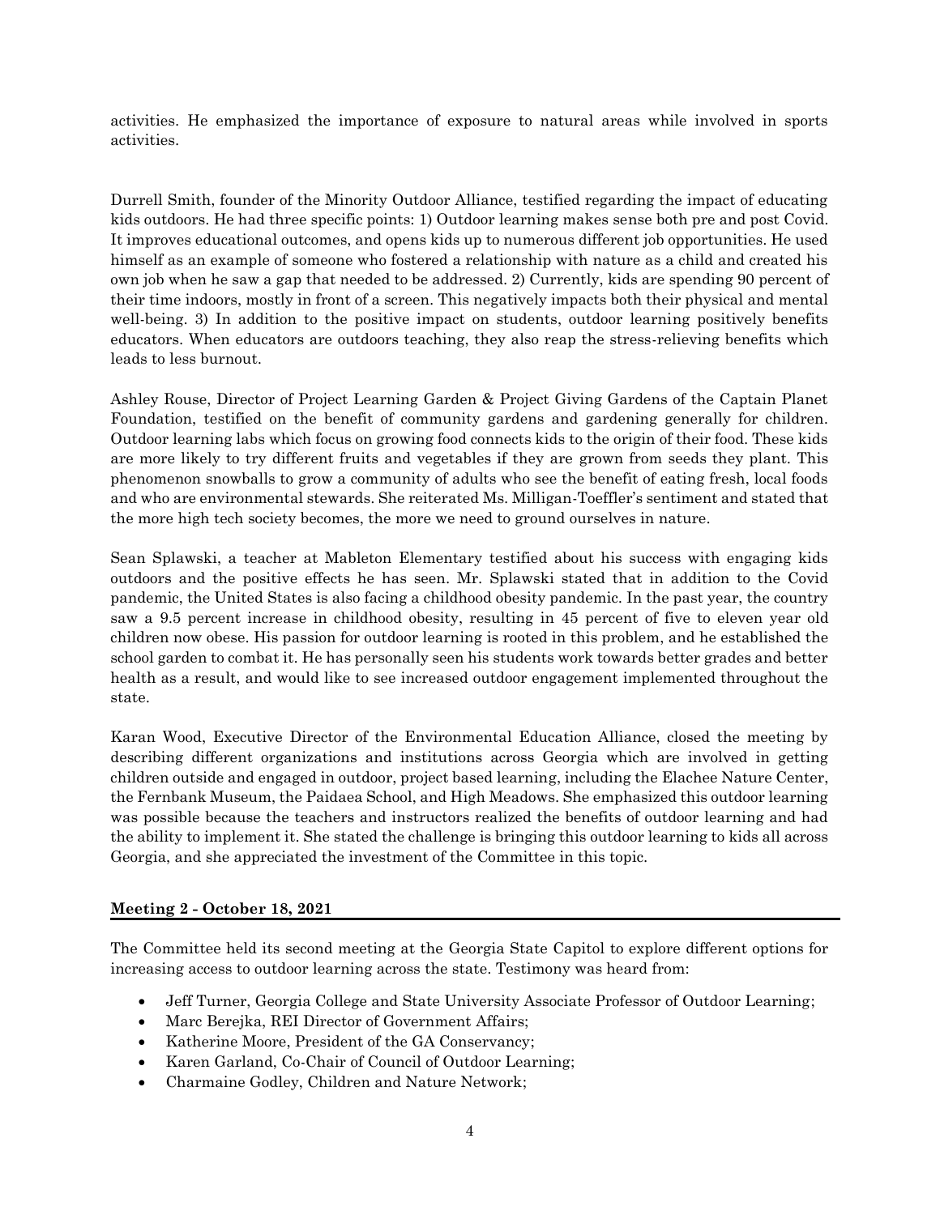activities. He emphasized the importance of exposure to natural areas while involved in sports activities.

Durrell Smith, founder of the Minority Outdoor Alliance, testified regarding the impact of educating kids outdoors. He had three specific points: 1) Outdoor learning makes sense both pre and post Covid. It improves educational outcomes, and opens kids up to numerous different job opportunities. He used himself as an example of someone who fostered a relationship with nature as a child and created his own job when he saw a gap that needed to be addressed. 2) Currently, kids are spending 90 percent of their time indoors, mostly in front of a screen. This negatively impacts both their physical and mental well-being. 3) In addition to the positive impact on students, outdoor learning positively benefits educators. When educators are outdoors teaching, they also reap the stress-relieving benefits which leads to less burnout.

Ashley Rouse, Director of Project Learning Garden & Project Giving Gardens of the Captain Planet Foundation, testified on the benefit of community gardens and gardening generally for children. Outdoor learning labs which focus on growing food connects kids to the origin of their food. These kids are more likely to try different fruits and vegetables if they are grown from seeds they plant. This phenomenon snowballs to grow a community of adults who see the benefit of eating fresh, local foods and who are environmental stewards. She reiterated Ms. Milligan-Toeffler's sentiment and stated that the more high tech society becomes, the more we need to ground ourselves in nature.

Sean Splawski, a teacher at Mableton Elementary testified about his success with engaging kids outdoors and the positive effects he has seen. Mr. Splawski stated that in addition to the Covid pandemic, the United States is also facing a childhood obesity pandemic. In the past year, the country saw a 9.5 percent increase in childhood obesity, resulting in 45 percent of five to eleven year old children now obese. His passion for outdoor learning is rooted in this problem, and he established the school garden to combat it. He has personally seen his students work towards better grades and better health as a result, and would like to see increased outdoor engagement implemented throughout the state.

Karan Wood, Executive Director of the Environmental Education Alliance, closed the meeting by describing different organizations and institutions across Georgia which are involved in getting children outside and engaged in outdoor, project based learning, including the Elachee Nature Center, the Fernbank Museum, the Paidaea School, and High Meadows. She emphasized this outdoor learning was possible because the teachers and instructors realized the benefits of outdoor learning and had the ability to implement it. She stated the challenge is bringing this outdoor learning to kids all across Georgia, and she appreciated the investment of the Committee in this topic.

**Meeting 2 - October 18, 2021**

The Committee held its second meeting at the Georgia State Capitol to explore different options for increasing access to outdoor learning across the state. Testimony was heard from:

- Jeff Turner, Georgia College and State University Associate Professor of Outdoor Learning;
- Marc Berejka, REI Director of Government Affairs;
- Katherine Moore, President of the GA Conservancy;
- Karen Garland, Co-Chair of Council of Outdoor Learning;
- Charmaine Godley, Children and Nature Network;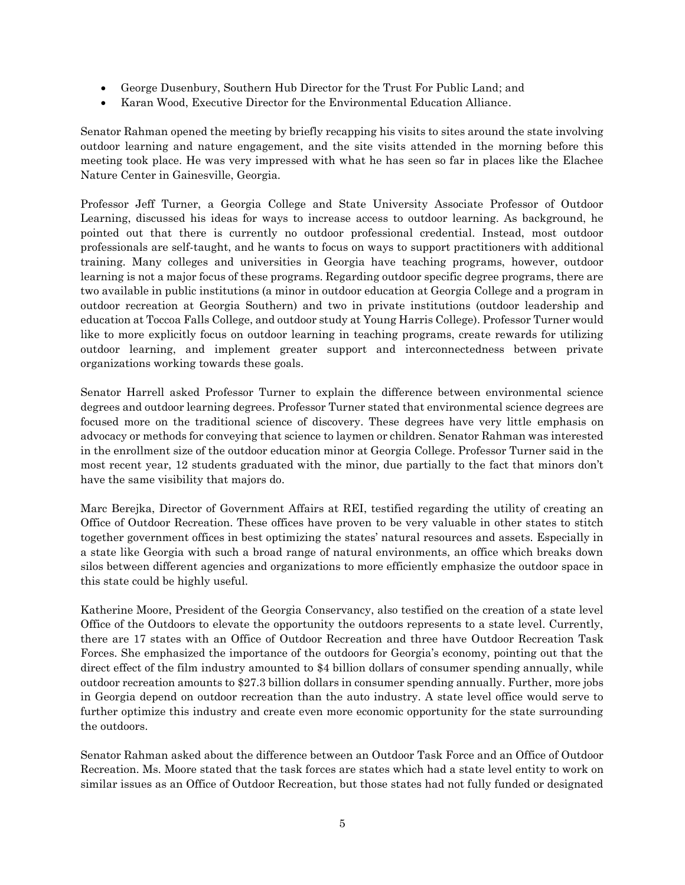- George Dusenbury, Southern Hub Director for the Trust For Public Land; and
- Karan Wood, Executive Director for the Environmental Education Alliance.

Senator Rahman opened the meeting by briefly recapping his visits to sites around the state involving outdoor learning and nature engagement, and the site visits attended in the morning before this meeting took place. He was very impressed with what he has seen so far in places like the Elachee Nature Center in Gainesville, Georgia.

Professor Jeff Turner, a Georgia College and State University Associate Professor of Outdoor Learning, discussed his ideas for ways to increase access to outdoor learning. As background, he pointed out that there is currently no outdoor professional credential. Instead, most outdoor professionals are self-taught, and he wants to focus on ways to support practitioners with additional training. Many colleges and universities in Georgia have teaching programs, however, outdoor learning is not a major focus of these programs. Regarding outdoor specific degree programs, there are two available in public institutions (a minor in outdoor education at Georgia College and a program in outdoor recreation at Georgia Southern) and two in private institutions (outdoor leadership and education at Toccoa Falls College, and outdoor study at Young Harris College). Professor Turner would like to more explicitly focus on outdoor learning in teaching programs, create rewards for utilizing outdoor learning, and implement greater support and interconnectedness between private organizations working towards these goals.

Senator Harrell asked Professor Turner to explain the difference between environmental science degrees and outdoor learning degrees. Professor Turner stated that environmental science degrees are focused more on the traditional science of discovery. These degrees have very little emphasis on advocacy or methods for conveying that science to laymen or children. Senator Rahman was interested in the enrollment size of the outdoor education minor at Georgia College. Professor Turner said in the most recent year, 12 students graduated with the minor, due partially to the fact that minors don't have the same visibility that majors do.

Marc Berejka, Director of Government Affairs at REI, testified regarding the utility of creating an Office of Outdoor Recreation. These offices have proven to be very valuable in other states to stitch together government offices in best optimizing the states' natural resources and assets. Especially in a state like Georgia with such a broad range of natural environments, an office which breaks down silos between different agencies and organizations to more efficiently emphasize the outdoor space in this state could be highly useful.

Katherine Moore, President of the Georgia Conservancy, also testified on the creation of a state level Office of the Outdoors to elevate the opportunity the outdoors represents to a state level. Currently, there are 17 states with an Office of Outdoor Recreation and three have Outdoor Recreation Task Forces. She emphasized the importance of the outdoors for Georgia's economy, pointing out that the direct effect of the film industry amounted to $4 billion dollars of consumer spending annually, while outdoor recreation amounts to $27.3 billion dollars in consumer spending annually. Further, more jobs in Georgia depend on outdoor recreation than the auto industry. A state level office would serve to further optimize this industry and create even more economic opportunity for the state surrounding the outdoors.

Senator Rahman asked about the difference between an Outdoor Task Force and an Office of Outdoor Recreation. Ms. Moore stated that the task forces are states which had a state level entity to work on similar issues as an Office of Outdoor Recreation, but those states had not fully funded or designated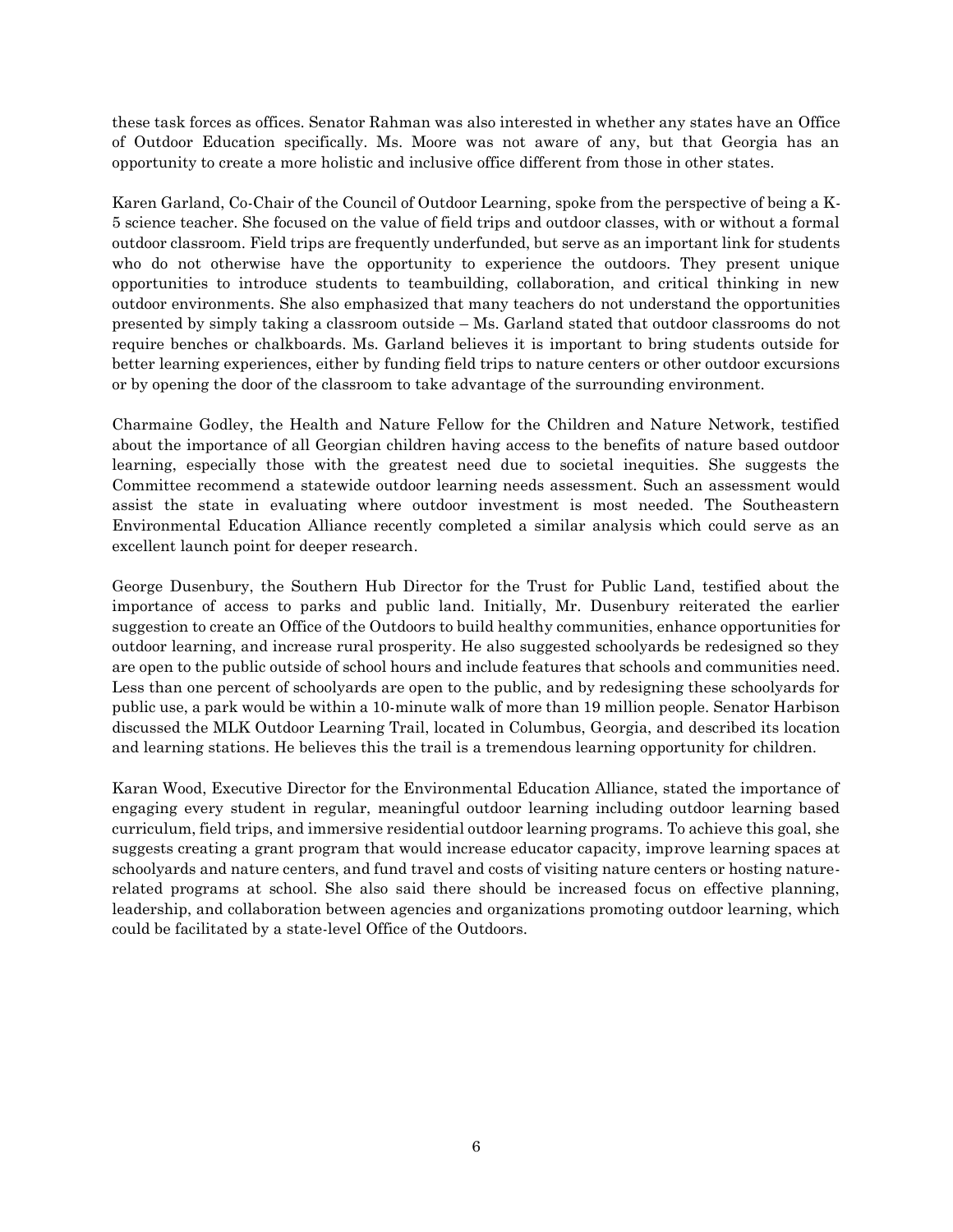these task forces as offices. Senator Rahman was also interested in whether any states have an Office of Outdoor Education specifically. Ms. Moore was not aware of any, but that Georgia has an opportunity to create a more holistic and inclusive office different from those in other states.

Karen Garland, Co-Chair of the Council of Outdoor Learning, spoke from the perspective of being a K-5 science teacher. She focused on the value of field trips and outdoor classes, with or without a formal outdoor classroom. Field trips are frequently underfunded, but serve as an important link for students who do not otherwise have the opportunity to experience the outdoors. They present unique opportunities to introduce students to teambuilding, collaboration, and critical thinking in new outdoor environments. She also emphasized that many teachers do not understand the opportunities presented by simply taking a classroom outside – Ms. Garland stated that outdoor classrooms do not require benches or chalkboards. Ms. Garland believes it is important to bring students outside for better learning experiences, either by funding field trips to nature centers or other outdoor excursions or by opening the door of the classroom to take advantage of the surrounding environment.

Charmaine Godley, the Health and Nature Fellow for the Children and Nature Network, testified about the importance of all Georgian children having access to the benefits of nature based outdoor learning, especially those with the greatest need due to societal inequities. She suggests the Committee recommend a statewide outdoor learning needs assessment. Such an assessment would assist the state in evaluating where outdoor investment is most needed. The Southeastern Environmental Education Alliance recently completed a similar analysis which could serve as an excellent launch point for deeper research.

George Dusenbury, the Southern Hub Director for the Trust for Public Land, testified about the importance of access to parks and public land. Initially, Mr. Dusenbury reiterated the earlier suggestion to create an Office of the Outdoors to build healthy communities, enhance opportunities for outdoor learning, and increase rural prosperity. He also suggested schoolyards be redesigned so they are open to the public outside of school hours and include features that schools and communities need. Less than one percent of schoolyards are open to the public, and by redesigning these schoolyards for public use, a park would be within a 10-minute walk of more than 19 million people. Senator Harbison discussed the MLK Outdoor Learning Trail, located in Columbus, Georgia, and described its location and learning stations. He believes this the trail is a tremendous learning opportunity for children.

Karan Wood, Executive Director for the Environmental Education Alliance, stated the importance of engaging every student in regular, meaningful outdoor learning including outdoor learning based curriculum, field trips, and immersive residential outdoor learning programs. To achieve this goal, she suggests creating a grant program that would increase educator capacity, improve learning spaces at schoolyards and nature centers, and fund travel and costs of visiting nature centers or hosting nature-related programs at school. She also said there should be increased focus on effective planning, leadership, and collaboration between agencies and organizations promoting outdoor learning, which could be facilitated by a state-level Office of the Outdoors.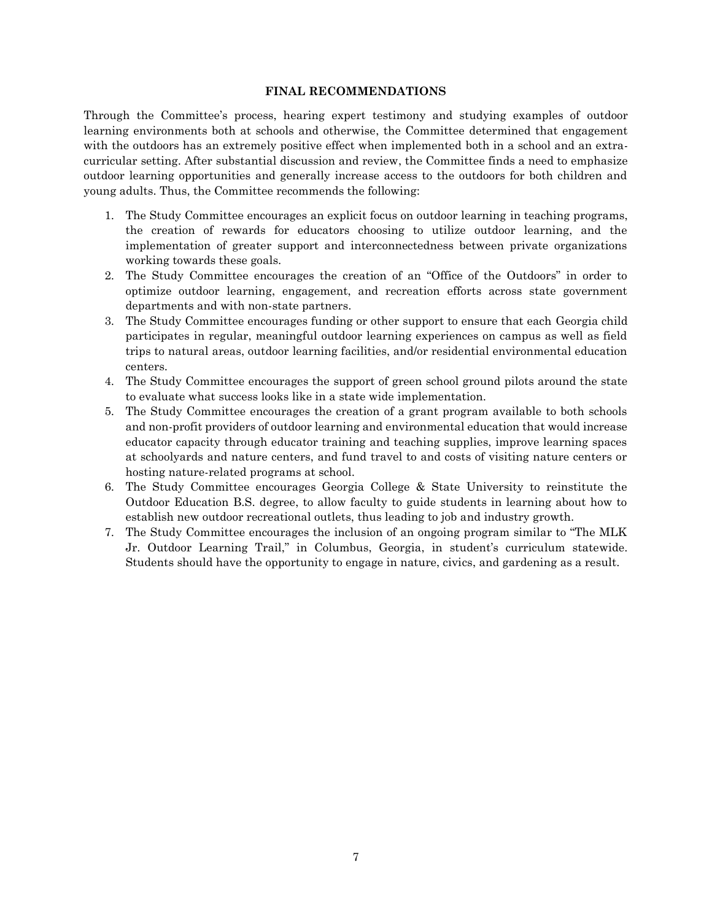## FINAL RECOMMENDATIONS

Through the Committee's process, hearing expert testimony and studying examples of outdoor learning environments both at schools and otherwise, the Committee determined that engagement with the outdoors has an extremely positive effect when implemented both in a school and an extra-curricular setting. After substantial discussion and review, the Committee finds a need to emphasize outdoor learning opportunities and generally increase access to the outdoors for both children and young adults. Thus, the Committee recommends the following:

1. The Study Committee encourages an explicit focus on outdoor learning in teaching programs, the creation of rewards for educators choosing to utilize outdoor learning, and the implementation of greater support and interconnectedness between private organizations working towards these goals.
2. The Study Committee encourages the creation of an "Office of the Outdoors" in order to optimize outdoor learning, engagement, and recreation efforts across state government departments and with non-state partners.
3. The Study Committee encourages funding or other support to ensure that each Georgia child participates in regular, meaningful outdoor learning experiences on campus as well as field trips to natural areas, outdoor learning facilities, and/or residential environmental education centers.
4. The Study Committee encourages the support of green school ground pilots around the state to evaluate what success looks like in a state wide implementation.
5. The Study Committee encourages the creation of a grant program available to both schools and non-profit providers of outdoor learning and environmental education that would increase educator capacity through educator training and teaching supplies, improve learning spaces at schoolyards and nature centers, and fund travel to and costs of visiting nature centers or hosting nature-related programs at school.
6. The Study Committee encourages Georgia College & State University to reinstitute the Outdoor Education B.S. degree, to allow faculty to guide students in learning about how to establish new outdoor recreational outlets, thus leading to job and industry growth.
7. The Study Committee encourages the inclusion of an ongoing program similar to "The MLK Jr. Outdoor Learning Trail," in Columbus, Georgia, in student's curriculum statewide. Students should have the opportunity to engage in nature, civics, and gardening as a result.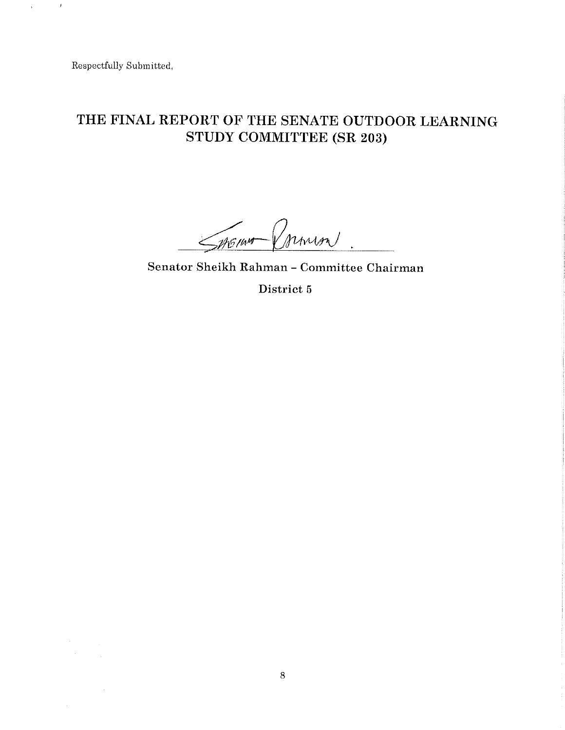Respectfully Submitted,

# THE FINAL REPORT OF THE SENATE OUTDOOR LEARNING STUDY COMMITTEE (SR 203)

Senator Sheikh Rahman – Committee Chairman

District 5